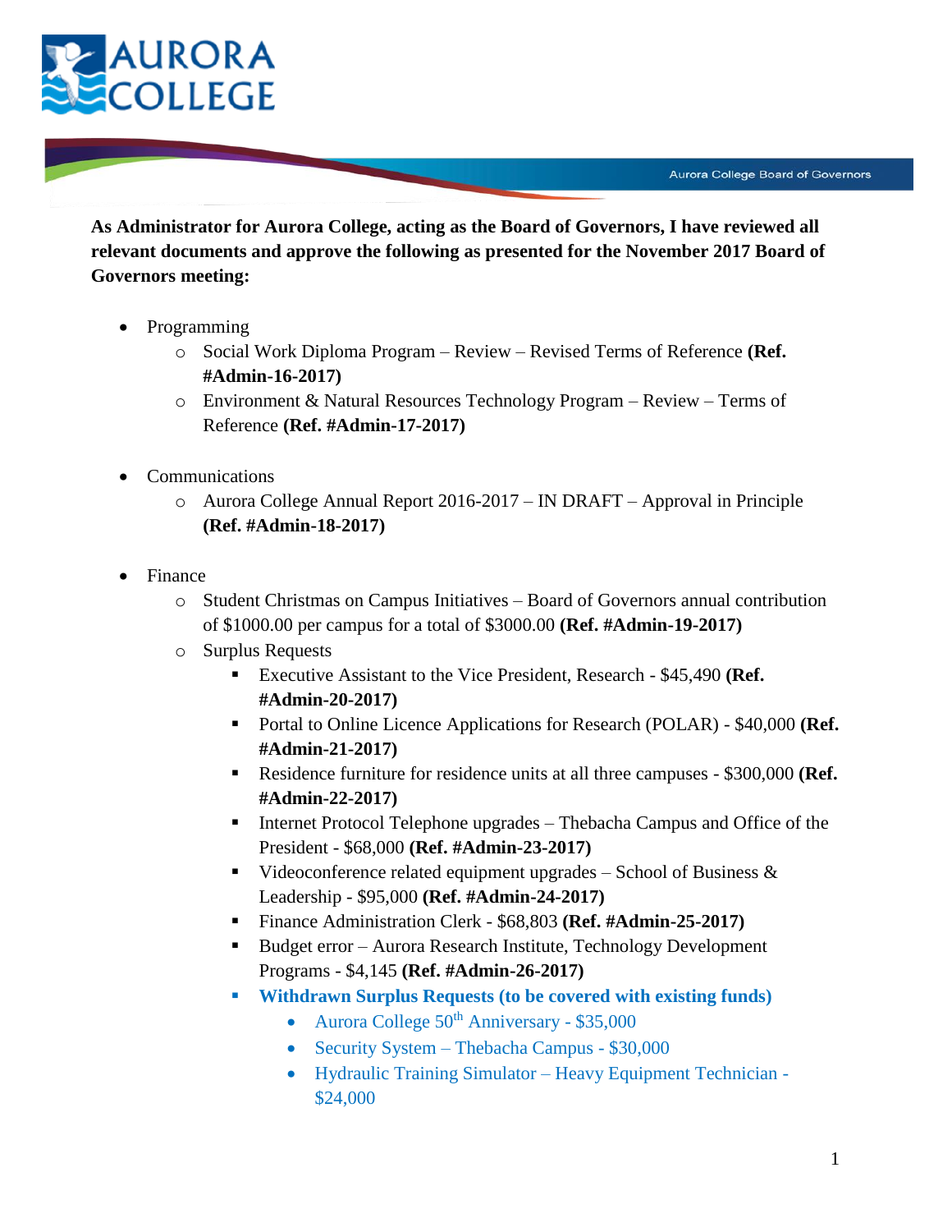**As Administrator for Aurora College, acting as the Board of Governors, I have reviewed all relevant documents and approve the following as presented for the November 2017 Board of Governors meeting:**

- Programming
  - Social Work Diploma Program – Review – Revised Terms of Reference **(Ref. #Admin-16-2017)**
  - Environment & Natural Resources Technology Program – Review – Terms of Reference **(Ref. #Admin-17-2017)**

- Communications
  - Aurora College Annual Report 2016-2017 – IN DRAFT – Approval in Principle **(Ref. #Admin-18-2017)**

- Finance
  - Student Christmas on Campus Initiatives – Board of Governors annual contribution of $1000.00 per campus for a total of $3000.00 **(Ref. #Admin-19-2017)**
  - Surplus Requests
    - Executive Assistant to the Vice President, Research - $45,490 **(Ref. #Admin-20-2017)**
    - Portal to Online Licence Applications for Research (POLAR) - $40,000 **(Ref. #Admin-21-2017)**
    - Residence furniture for residence units at all three campuses - $300,000 **(Ref. #Admin-22-2017)**
    - Internet Protocol Telephone upgrades – Thebacha Campus and Office of the President - $68,000 **(Ref. #Admin-23-2017)**
    - Videoconference related equipment upgrades – School of Business & Leadership - $95,000 **(Ref. #Admin-24-2017)**
    - Finance Administration Clerk - $68,803 **(Ref. #Admin-25-2017)**
    - Budget error – Aurora Research Institute, Technology Development Programs - $4,145 **(Ref. #Admin-26-2017)**
    - **Withdrawn Surplus Requests (to be covered with existing funds)**
      - Aurora College 50th Anniversary - $35,000
      - Security System – Thebacha Campus - $30,000
      - Hydraulic Training Simulator – Heavy Equipment Technician - $24,000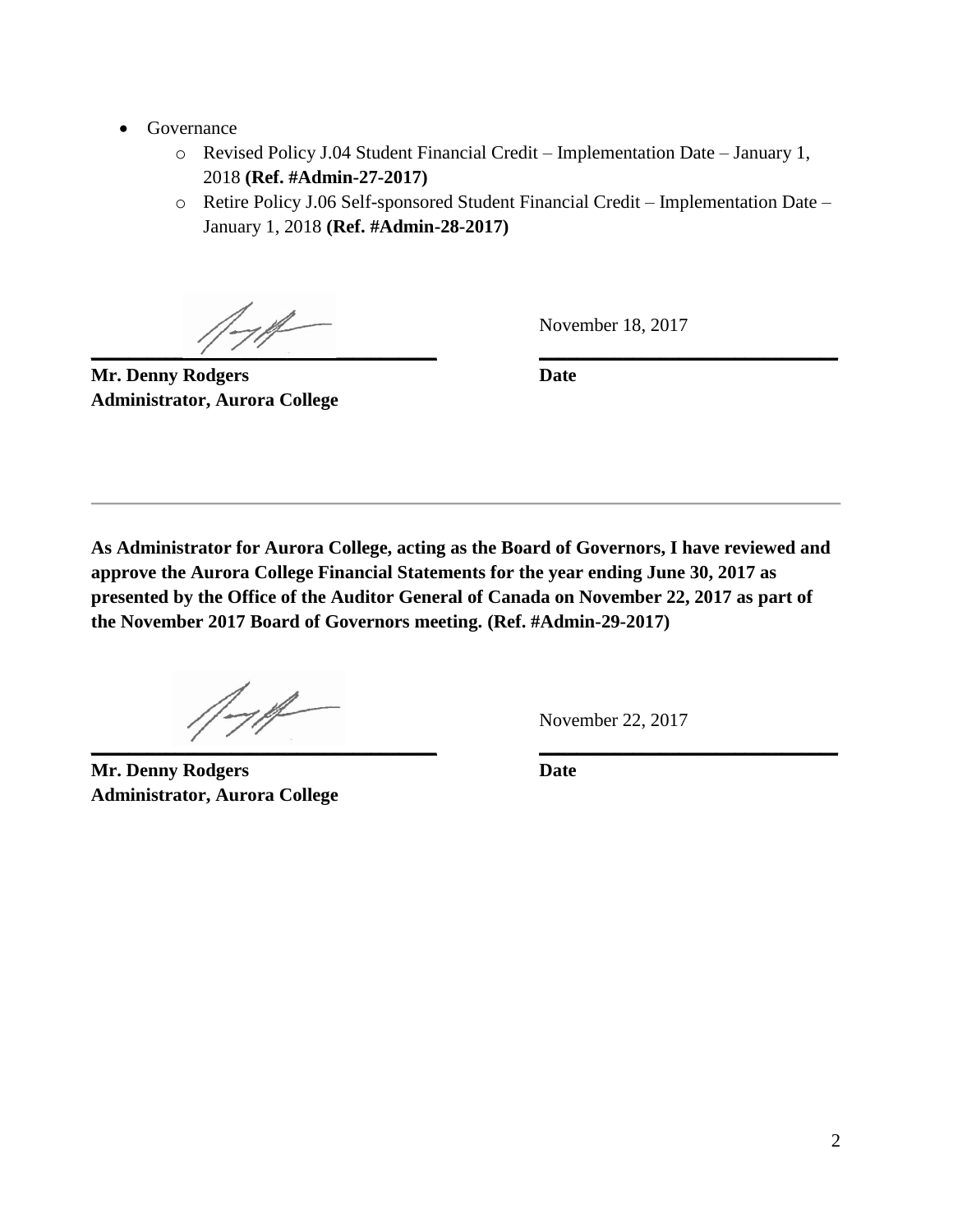- Governance
  - Revised Policy J.04 Student Financial Credit – Implementation Date – January 1, 2018 **(Ref. #Admin-27-2017)**
  - Retire Policy J.06 Self-sponsored Student Financial Credit – Implementation Date – January 1, 2018 **(Ref. #Admin-28-2017)**

| | |
|---|---|
| ______________________________ | November 18, 2017 |
| **Mr. Denny Rodgers** | **Date** |
| **Administrator, Aurora College** | |

---

**As Administrator for Aurora College, acting as the Board of Governors, I have reviewed and approve the Aurora College Financial Statements for the year ending June 30, 2017 as presented by the Office of the Auditor General of Canada on November 22, 2017 as part of the November 2017 Board of Governors meeting. (Ref. #Admin-29-2017)**

| | |
|---|---|
| ______________________________ | November 22, 2017 |
| **Mr. Denny Rodgers** | **Date** |
| **Administrator, Aurora College** | |